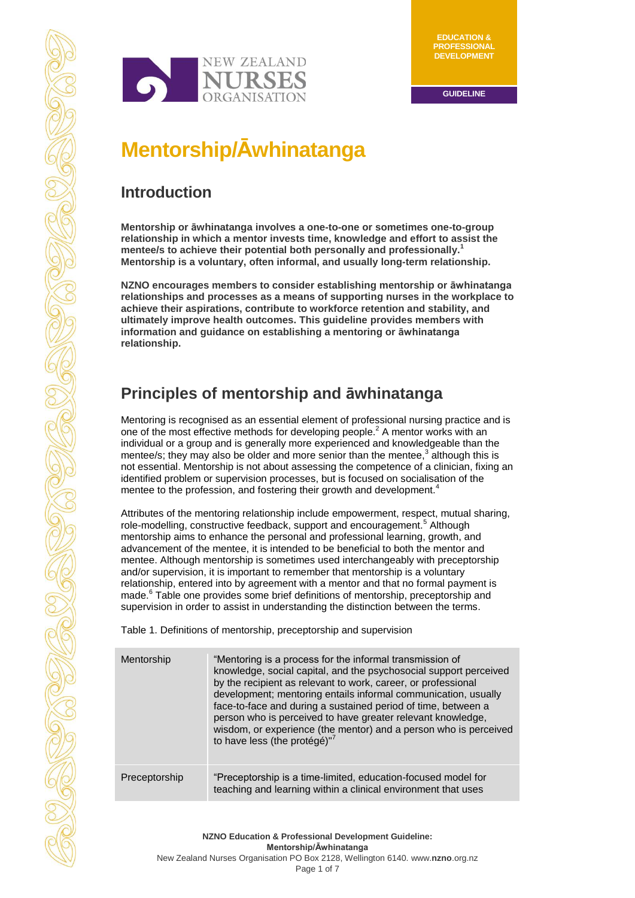EDUCATION & PROFESSIONAL DEVELOPMENT

GUIDELINE

# Mentorship/Āwhinatanga

## Introduction

**Mentorship or āwhinatanga involves a one-to-one or sometimes one-to-group relationship in which a mentor invests time, knowledge and effort to assist the mentee/s to achieve their potential both personally and professionally.[1] Mentorship is a voluntary, often informal, and usually long-term relationship.**

**NZNO encourages members to consider establishing mentorship or āwhinatanga relationships and processes as a means of supporting nurses in the workplace to achieve their aspirations, contribute to workforce retention and stability, and ultimately improve health outcomes. This guideline provides members with information and guidance on establishing a mentoring or āwhinatanga relationship.**

## Principles of mentorship and āwhinatanga

Mentoring is recognised as an essential element of professional nursing practice and is one of the most effective methods for developing people.[2] A mentor works with an individual or a group and is generally more experienced and knowledgeable than the mentee/s; they may also be older and more senior than the mentee,[3] although this is not essential. Mentorship is not about assessing the competence of a clinician, fixing an identified problem or supervision processes, but is focused on socialisation of the mentee to the profession, and fostering their growth and development.[4]

Attributes of the mentoring relationship include empowerment, respect, mutual sharing, role-modelling, constructive feedback, support and encouragement.[5] Although mentorship aims to enhance the personal and professional learning, growth, and advancement of the mentee, it is intended to be beneficial to both the mentor and mentee. Although mentorship is sometimes used interchangeably with preceptorship and/or supervision, it is important to remember that mentorship is a voluntary relationship, entered into by agreement with a mentor and that no formal payment is made.[6] Table one provides some brief definitions of mentorship, preceptorship and supervision in order to assist in understanding the distinction between the terms.

Table 1. Definitions of mentorship, preceptorship and supervision

| | |
|---|---|
| Mentorship | "Mentoring is a process for the informal transmission of knowledge, social capital, and the psychosocial support perceived by the recipient as relevant to work, career, or professional development; mentoring entails informal communication, usually face-to-face and during a sustained period of time, between a person who is perceived to have greater relevant knowledge, wisdom, or experience (the mentor) and a person who is perceived to have less (the protégé)"[7] |
| Preceptorship | "Preceptorship is a time-limited, education-focused model for teaching and learning within a clinical environment that uses |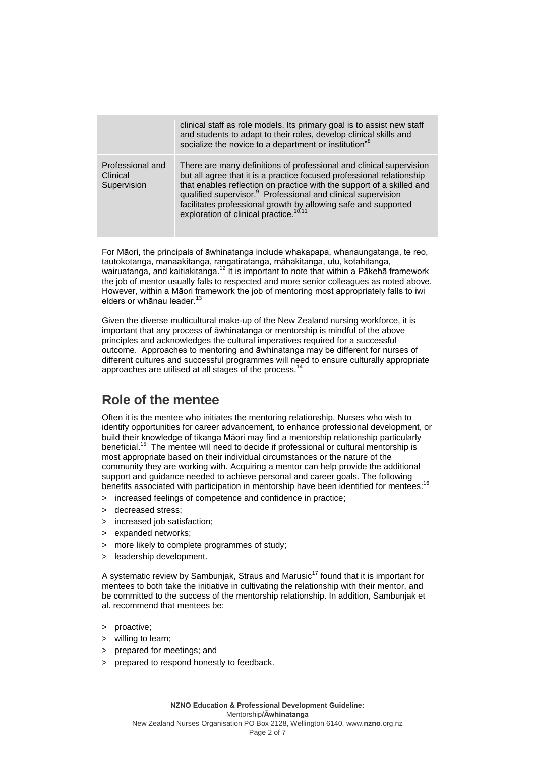| | |
|---|---|
| | clinical staff as role models. Its primary goal is to assist new staff and students to adapt to their roles, develop clinical skills and socialize the novice to a department or institution"[8] |
| Professional and Clinical Supervision | There are many definitions of professional and clinical supervision but all agree that it is a practice focused professional relationship that enables reflection on practice with the support of a skilled and qualified supervisor.[9] Professional and clinical supervision facilitates professional growth by allowing safe and supported exploration of clinical practice.[10,11] |

For Māori, the principals of āwhinatanga include whakapapa, whanaungatanga, te reo, tautokotanga, manaakitanga, rangatiratanga, māhakitanga, utu, kotahitanga, wairuatanga, and kaitiakitanga.[12] It is important to note that within a Pākehā framework the job of mentor usually falls to respected and more senior colleagues as noted above. However, within a Māori framework the job of mentoring most appropriately falls to iwi elders or whānau leader.[13]

Given the diverse multicultural make-up of the New Zealand nursing workforce, it is important that any process of āwhinatanga or mentorship is mindful of the above principles and acknowledges the cultural imperatives required for a successful outcome. Approaches to mentoring and āwhinatanga may be different for nurses of different cultures and successful programmes will need to ensure culturally appropriate approaches are utilised at all stages of the process.[14]

## Role of the mentee

Often it is the mentee who initiates the mentoring relationship. Nurses who wish to identify opportunities for career advancement, to enhance professional development, or build their knowledge of tikanga Māori may find a mentorship relationship particularly beneficial.[15] The mentee will need to decide if professional or cultural mentorship is most appropriate based on their individual circumstances or the nature of the community they are working with. Acquiring a mentor can help provide the additional support and guidance needed to achieve personal and career goals. The following benefits associated with participation in mentorship have been identified for mentees:[16]

> increased feelings of competence and confidence in practice;
> decreased stress;
> increased job satisfaction;
> expanded networks;
> more likely to complete programmes of study;
> leadership development.

A systematic review by Sambunjak, Straus and Marusic[17] found that it is important for mentees to both take the initiative in cultivating the relationship with their mentor, and be committed to the success of the mentorship relationship. In addition, Sambunjak et al. recommend that mentees be:

> proactive;
> willing to learn;
> prepared for meetings; and
> prepared to respond honestly to feedback.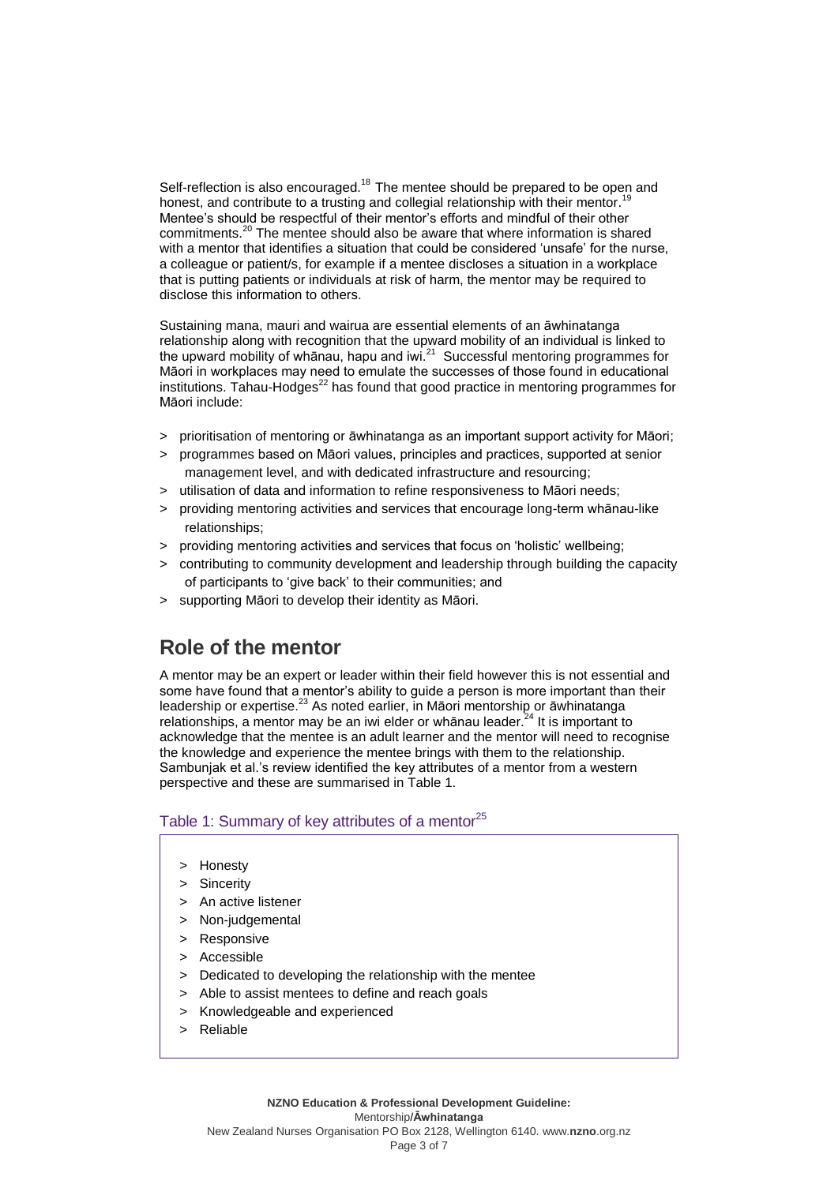Self-reflection is also encouraged.[18] The mentee should be prepared to be open and honest, and contribute to a trusting and collegial relationship with their mentor.[19] Mentee's should be respectful of their mentor's efforts and mindful of their other commitments.[20] The mentee should also be aware that where information is shared with a mentor that identifies a situation that could be considered 'unsafe' for the nurse, a colleague or patient/s, for example if a mentee discloses a situation in a workplace that is putting patients or individuals at risk of harm, the mentor may be required to disclose this information to others.

Sustaining mana, mauri and wairua are essential elements of an āwhinatanga relationship along with recognition that the upward mobility of an individual is linked to the upward mobility of whānau, hapu and iwi.[21] Successful mentoring programmes for Māori in workplaces may need to emulate the successes of those found in educational institutions. Tahau-Hodges[22] has found that good practice in mentoring programmes for Māori include:

- prioritisation of mentoring or āwhinatanga as an important support activity for Māori;
- programmes based on Māori values, principles and practices, supported at senior management level, and with dedicated infrastructure and resourcing;
- utilisation of data and information to refine responsiveness to Māori needs;
- providing mentoring activities and services that encourage long-term whānau-like relationships;
- providing mentoring activities and services that focus on 'holistic' wellbeing;
- contributing to community development and leadership through building the capacity of participants to 'give back' to their communities; and
- supporting Māori to develop their identity as Māori.

## Role of the mentor

A mentor may be an expert or leader within their field however this is not essential and some have found that a mentor's ability to guide a person is more important than their leadership or expertise.[23] As noted earlier, in Māori mentorship or āwhinatanga relationships, a mentor may be an iwi elder or whānau leader.[24] It is important to acknowledge that the mentee is an adult learner and the mentor will need to recognise the knowledge and experience the mentee brings with them to the relationship. Sambunjak et al.'s review identified the key attributes of a mentor from a western perspective and these are summarised in Table 1.

### Table 1: Summary of key attributes of a mentor[25]

- Honesty
- Sincerity
- An active listener
- Non-judgemental
- Responsive
- Accessible
- Dedicated to developing the relationship with the mentee
- Able to assist mentees to define and reach goals
- Knowledgeable and experienced
- Reliable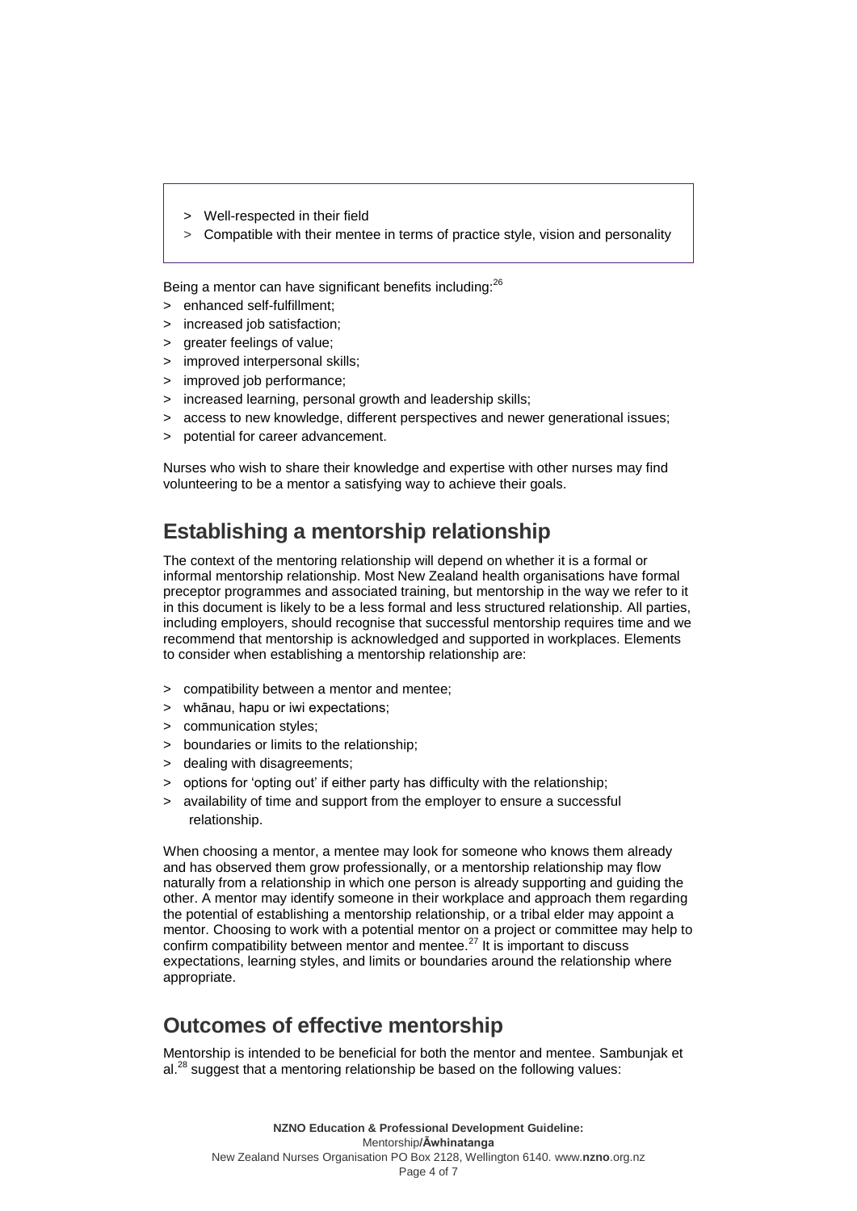- Well-respected in their field
- Compatible with their mentee in terms of practice style, vision and personality

Being a mentor can have significant benefits including:[26]

- enhanced self-fulfillment;
- increased job satisfaction;
- greater feelings of value;
- improved interpersonal skills;
- improved job performance;
- increased learning, personal growth and leadership skills;
- access to new knowledge, different perspectives and newer generational issues;
- potential for career advancement.

Nurses who wish to share their knowledge and expertise with other nurses may find volunteering to be a mentor a satisfying way to achieve their goals.

## Establishing a mentorship relationship

The context of the mentoring relationship will depend on whether it is a formal or informal mentorship relationship. Most New Zealand health organisations have formal preceptor programmes and associated training, but mentorship in the way we refer to it in this document is likely to be a less formal and less structured relationship. All parties, including employers, should recognise that successful mentorship requires time and we recommend that mentorship is acknowledged and supported in workplaces. Elements to consider when establishing a mentorship relationship are:

- compatibility between a mentor and mentee;
- whānau, hapu or iwi expectations;
- communication styles;
- boundaries or limits to the relationship;
- dealing with disagreements;
- options for 'opting out' if either party has difficulty with the relationship;
- availability of time and support from the employer to ensure a successful relationship.

When choosing a mentor, a mentee may look for someone who knows them already and has observed them grow professionally, or a mentorship relationship may flow naturally from a relationship in which one person is already supporting and guiding the other. A mentor may identify someone in their workplace and approach them regarding the potential of establishing a mentorship relationship, or a tribal elder may appoint a mentor. Choosing to work with a potential mentor on a project or committee may help to confirm compatibility between mentor and mentee.[27] It is important to discuss expectations, learning styles, and limits or boundaries around the relationship where appropriate.

## Outcomes of effective mentorship

Mentorship is intended to be beneficial for both the mentor and mentee. Sambunjak et al.[28] suggest that a mentoring relationship be based on the following values: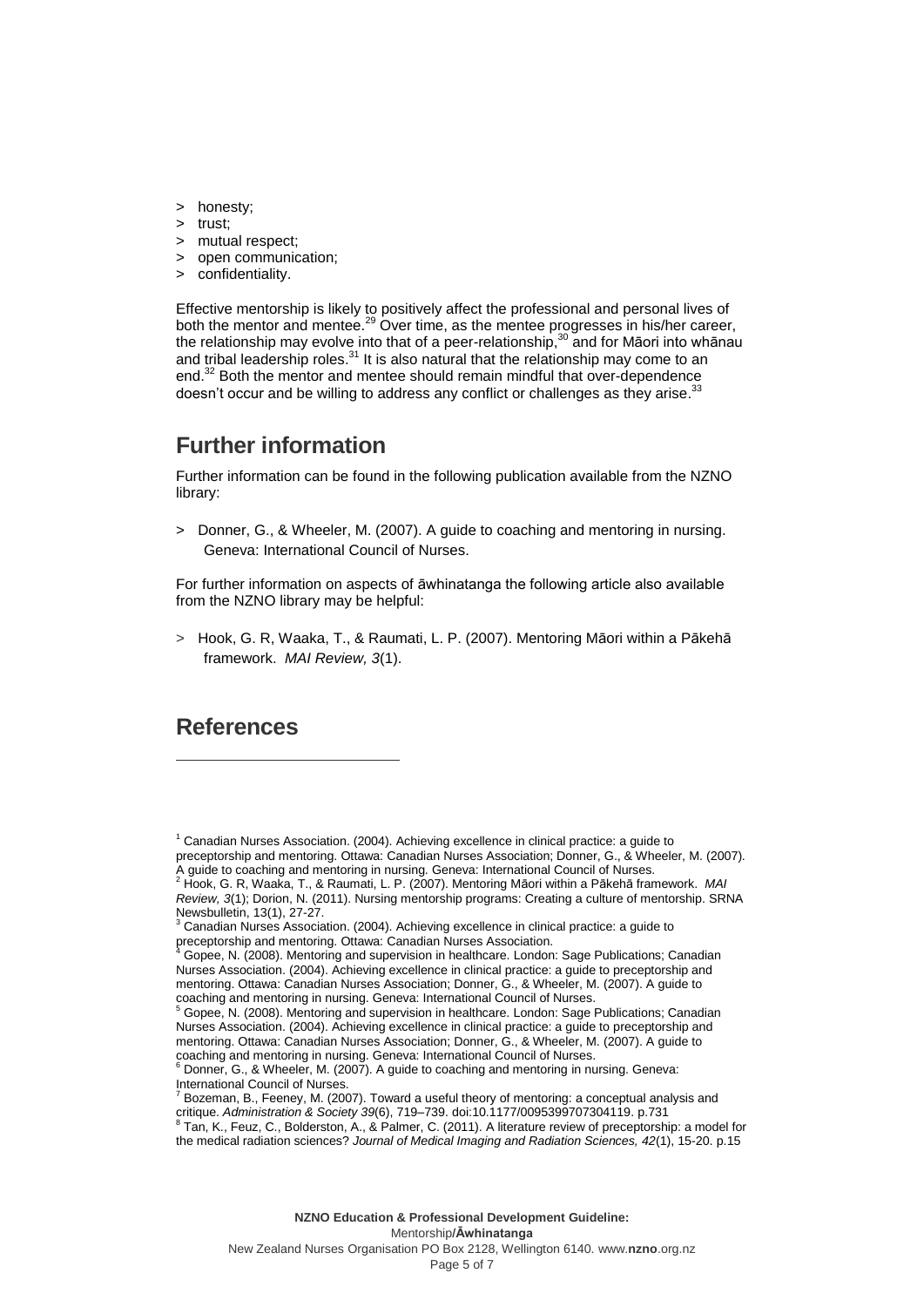- honesty;
- trust;
- mutual respect;
- open communication;
- confidentiality.

Effective mentorship is likely to positively affect the professional and personal lives of both the mentor and mentee.[29] Over time, as the mentee progresses in his/her career, the relationship may evolve into that of a peer-relationship,[30] and for Māori into whānau and tribal leadership roles.[31] It is also natural that the relationship may come to an end.[32] Both the mentor and mentee should remain mindful that over-dependence doesn't occur and be willing to address any conflict or challenges as they arise.[33]

## Further information

Further information can be found in the following publication available from the NZNO library:

- Donner, G., & Wheeler, M. (2007). A guide to coaching and mentoring in nursing. Geneva: International Council of Nurses.

For further information on aspects of āwhinatanga the following article also available from the NZNO library may be helpful:

- Hook, G. R, Waaka, T., & Raumati, L. P. (2007). Mentoring Māori within a Pākehā framework. *MAI Review, 3*(1).

## References

[1] Canadian Nurses Association. (2004). Achieving excellence in clinical practice: a guide to preceptorship and mentoring. Ottawa: Canadian Nurses Association; Donner, G., & Wheeler, M. (2007). A guide to coaching and mentoring in nursing. Geneva: International Council of Nurses.

[2] Hook, G. R, Waaka, T., & Raumati, L. P. (2007). Mentoring Māori within a Pākehā framework. *MAI Review, 3*(1); Dorion, N. (2011). Nursing mentorship programs: Creating a culture of mentorship. SRNA Newsbulletin, 13(1), 27-27.

[3] Canadian Nurses Association. (2004). Achieving excellence in clinical practice: a guide to preceptorship and mentoring. Ottawa: Canadian Nurses Association.

[4] Gopee, N. (2008). Mentoring and supervision in healthcare. London: Sage Publications; Canadian Nurses Association. (2004). Achieving excellence in clinical practice: a guide to preceptorship and mentoring. Ottawa: Canadian Nurses Association; Donner, G., & Wheeler, M. (2007). A guide to coaching and mentoring in nursing. Geneva: International Council of Nurses.

[5] Gopee, N. (2008). Mentoring and supervision in healthcare. London: Sage Publications; Canadian Nurses Association. (2004). Achieving excellence in clinical practice: a guide to preceptorship and mentoring. Ottawa: Canadian Nurses Association; Donner, G., & Wheeler, M. (2007). A guide to coaching and mentoring in nursing. Geneva: International Council of Nurses.

[6] Donner, G., & Wheeler, M. (2007). A guide to coaching and mentoring in nursing. Geneva: International Council of Nurses.

[7] Bozeman, B., Feeney, M. (2007). Toward a useful theory of mentoring: a conceptual analysis and critique. *Administration & Society 39*(6), 719–739. doi:10.1177/0095399707304119. p.731

[8] Tan, K., Feuz, C., Bolderston, A., & Palmer, C. (2011). A literature review of preceptorship: a model for the medical radiation sciences? *Journal of Medical Imaging and Radiation Sciences, 42*(1), 15-20. p.15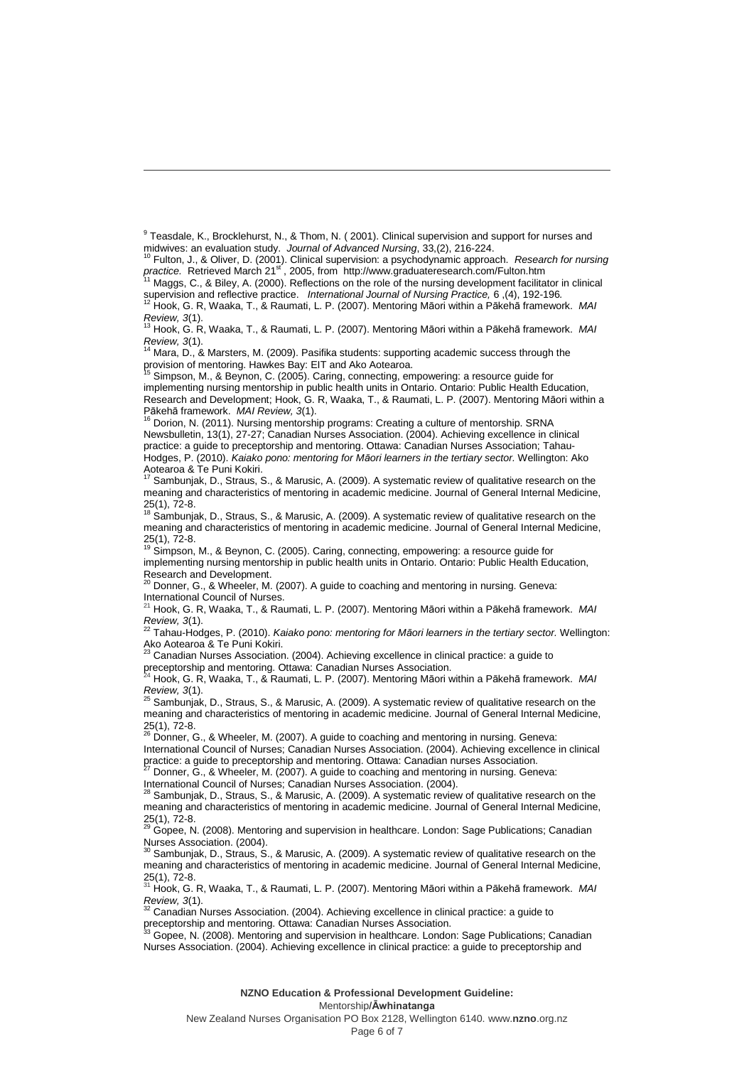[9] Teasdale, K., Brocklehurst, N., & Thom, N. ( 2001). Clinical supervision and support for nurses and midwives: an evaluation study. *Journal of Advanced Nursing*, 33,(2), 216-224.

[10] Fulton, J., & Oliver, D. (2001). Clinical supervision: a psychodynamic approach. *Research for nursing practice.* Retrieved March 21st , 2005, from http://www.graduateresearch.com/Fulton.htm

[11] Maggs, C., & Biley, A. (2000). Reflections on the role of the nursing development facilitator in clinical supervision and reflective practice. *International Journal of Nursing Practice,* 6 ,(4), 192-196*.*

[12] Hook, G. R, Waaka, T., & Raumati, L. P. (2007). Mentoring Māori within a Pākehā framework. *MAI Review, 3*(1).

[13] Hook, G. R, Waaka, T., & Raumati, L. P. (2007). Mentoring Māori within a Pākehā framework. *MAI Review, 3*(1).

[14] Mara, D., & Marsters, M. (2009). Pasifika students: supporting academic success through the provision of mentoring. Hawkes Bay: EIT and Ako Aotearoa.

[15] Simpson, M., & Beynon, C. (2005). Caring, connecting, empowering: a resource guide for implementing nursing mentorship in public health units in Ontario. Ontario: Public Health Education, Research and Development; Hook, G. R, Waaka, T., & Raumati, L. P. (2007). Mentoring Māori within a Pākehā framework. *MAI Review, 3*(1).

[16] Dorion, N. (2011). Nursing mentorship programs: Creating a culture of mentorship. SRNA Newsbulletin, 13(1), 27-27; Canadian Nurses Association. (2004). Achieving excellence in clinical practice: a guide to preceptorship and mentoring. Ottawa: Canadian Nurses Association; Tahau-Hodges, P. (2010). *Kaiako pono: mentoring for Māori learners in the tertiary sector.* Wellington: Ako Aotearoa & Te Puni Kokiri.

[17] Sambunjak, D., Straus, S., & Marusic, A. (2009). A systematic review of qualitative research on the meaning and characteristics of mentoring in academic medicine. Journal of General Internal Medicine, 25(1), 72-8.

[18] Sambunjak, D., Straus, S., & Marusic, A. (2009). A systematic review of qualitative research on the meaning and characteristics of mentoring in academic medicine. Journal of General Internal Medicine, 25(1), 72-8.

[19] Simpson, M., & Beynon, C. (2005). Caring, connecting, empowering: a resource guide for implementing nursing mentorship in public health units in Ontario. Ontario: Public Health Education, Research and Development.

[20] Donner, G., & Wheeler, M. (2007). A guide to coaching and mentoring in nursing. Geneva: International Council of Nurses.

[21] Hook, G. R, Waaka, T., & Raumati, L. P. (2007). Mentoring Māori within a Pākehā framework. *MAI Review, 3*(1).

[22] Tahau-Hodges, P. (2010). *Kaiako pono: mentoring for Māori learners in the tertiary sector.* Wellington: Ako Aotearoa & Te Puni Kokiri.

[23] Canadian Nurses Association. (2004). Achieving excellence in clinical practice: a guide to preceptorship and mentoring. Ottawa: Canadian Nurses Association.

[24] Hook, G. R, Waaka, T., & Raumati, L. P. (2007). Mentoring Māori within a Pākehā framework. *MAI Review, 3*(1).

[25] Sambunjak, D., Straus, S., & Marusic, A. (2009). A systematic review of qualitative research on the meaning and characteristics of mentoring in academic medicine. Journal of General Internal Medicine, 25(1), 72-8.

[26] Donner, G., & Wheeler, M. (2007). A guide to coaching and mentoring in nursing. Geneva: International Council of Nurses; Canadian Nurses Association. (2004). Achieving excellence in clinical practice: a guide to preceptorship and mentoring. Ottawa: Canadian nurses Association.

[27] Donner, G., & Wheeler, M. (2007). A guide to coaching and mentoring in nursing. Geneva: International Council of Nurses; Canadian Nurses Association. (2004).

[28] Sambunjak, D., Straus, S., & Marusic, A. (2009). A systematic review of qualitative research on the meaning and characteristics of mentoring in academic medicine. Journal of General Internal Medicine, 25(1), 72-8.

[29] Gopee, N. (2008). Mentoring and supervision in healthcare. London: Sage Publications; Canadian Nurses Association. (2004).

[30] Sambunjak, D., Straus, S., & Marusic, A. (2009). A systematic review of qualitative research on the meaning and characteristics of mentoring in academic medicine. Journal of General Internal Medicine, 25(1), 72-8.

[31] Hook, G. R, Waaka, T., & Raumati, L. P. (2007). Mentoring Māori within a Pākehā framework. *MAI Review, 3*(1).

[32] Canadian Nurses Association. (2004). Achieving excellence in clinical practice: a guide to preceptorship and mentoring. Ottawa: Canadian Nurses Association.

[33] Gopee, N. (2008). Mentoring and supervision in healthcare. London: Sage Publications; Canadian Nurses Association. (2004). Achieving excellence in clinical practice: a guide to preceptorship and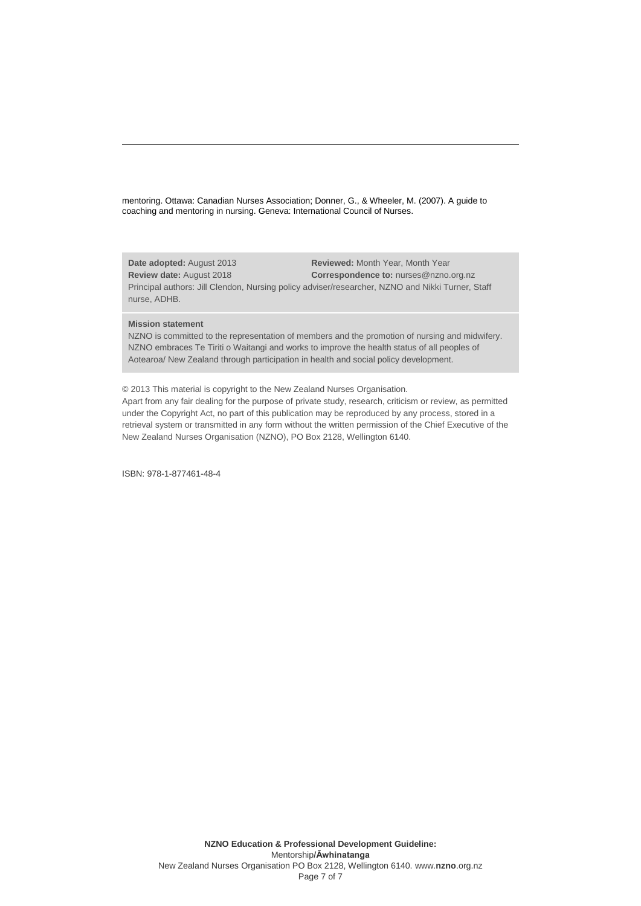mentoring. Ottawa: Canadian Nurses Association; Donner, G., & Wheeler, M. (2007). A guide to coaching and mentoring in nursing. Geneva: International Council of Nurses.

**Date adopted:** August 2013 **Reviewed:** Month Year, Month Year
**Review date:** August 2018 **Correspondence to:** nurses@nzno.org.nz
Principal authors: Jill Clendon, Nursing policy adviser/researcher, NZNO and Nikki Turner, Staff nurse, ADHB.

**Mission statement**

NZNO is committed to the representation of members and the promotion of nursing and midwifery. NZNO embraces Te Tiriti o Waitangi and works to improve the health status of all peoples of Aotearoa/ New Zealand through participation in health and social policy development.

© 2013 This material is copyright to the New Zealand Nurses Organisation.
Apart from any fair dealing for the purpose of private study, research, criticism or review, as permitted under the Copyright Act, no part of this publication may be reproduced by any process, stored in a retrieval system or transmitted in any form without the written permission of the Chief Executive of the New Zealand Nurses Organisation (NZNO), PO Box 2128, Wellington 6140.

ISBN: 978-1-877461-48-4